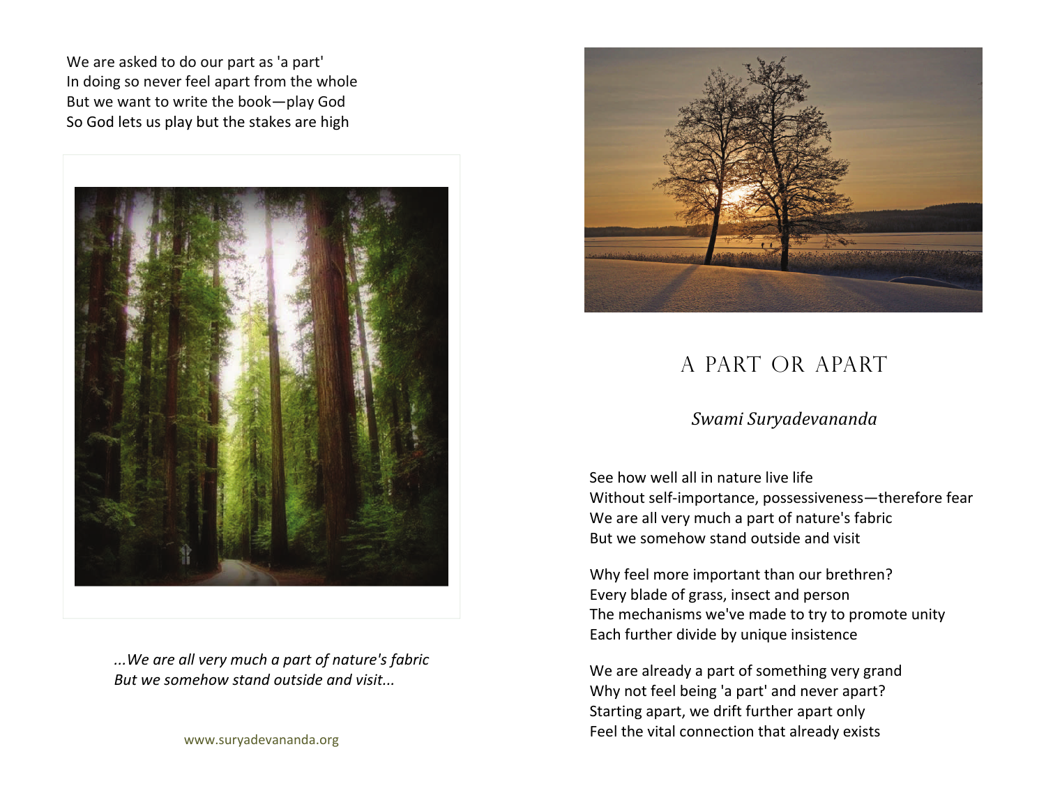# A PART OR APART

*Swami Suryadevananda*

See how well all in nature live life
Without self-importance, possessiveness—therefore fear
We are all very much a part of nature's fabric
But we somehow stand outside and visit

Why feel more important than our brethren?
Every blade of grass, insect and person
The mechanisms we've made to try to promote unity
Each further divide by unique insistence

We are already a part of something very grand
Why not feel being 'a part' and never apart?
Starting apart, we drift further apart only
Feel the vital connection that already exists

We are asked to do our part as 'a part'
In doing so never feel apart from the whole
But we want to write the book—play God
So God lets us play but the stakes are high

*...We are all very much a part of nature's fabric*
*But we somehow stand outside and visit...*

www.suryadevananda.org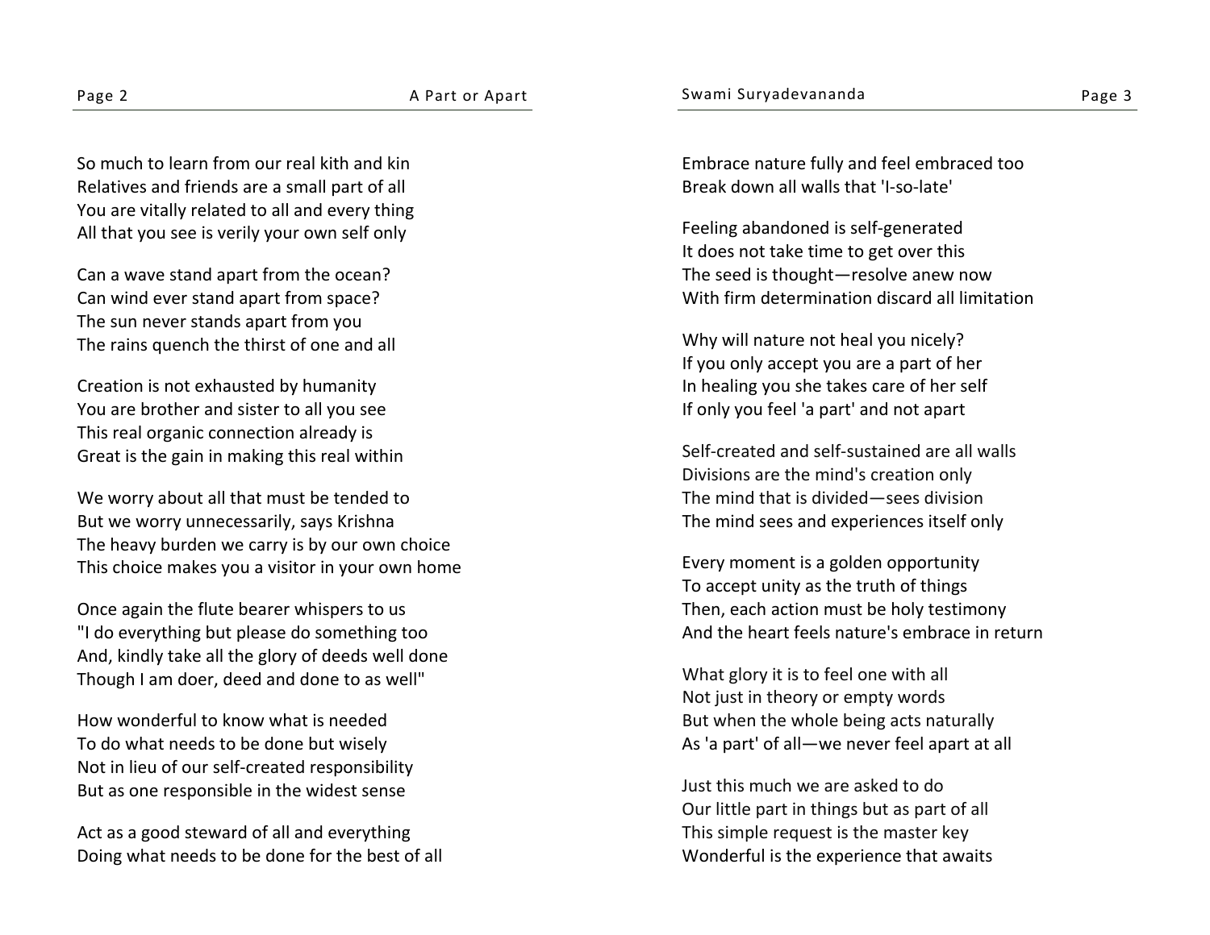So much to learn from our real kith and kin
Relatives and friends are a small part of all
You are vitally related to all and every thing
All that you see is verily your own self only

Can a wave stand apart from the ocean?
Can wind ever stand apart from space?
The sun never stands apart from you
The rains quench the thirst of one and all

Creation is not exhausted by humanity
You are brother and sister to all you see
This real organic connection already is
Great is the gain in making this real within

We worry about all that must be tended to
But we worry unnecessarily, says Krishna
The heavy burden we carry is by our own choice
This choice makes you a visitor in your own home

Once again the flute bearer whispers to us
"I do everything but please do something too
And, kindly take all the glory of deeds well done
Though I am doer, deed and done to as well"

How wonderful to know what is needed
To do what needs to be done but wisely
Not in lieu of our self-created responsibility
But as one responsible in the widest sense

Act as a good steward of all and everything
Doing what needs to be done for the best of all

Embrace nature fully and feel embraced too
Break down all walls that 'I-so-late'

Feeling abandoned is self-generated
It does not take time to get over this
The seed is thought—resolve anew now
With firm determination discard all limitation

Why will nature not heal you nicely?
If you only accept you are a part of her
In healing you she takes care of her self
If only you feel 'a part' and not apart

Self-created and self-sustained are all walls
Divisions are the mind's creation only
The mind that is divided—sees division
The mind sees and experiences itself only

Every moment is a golden opportunity
To accept unity as the truth of things
Then, each action must be holy testimony
And the heart feels nature's embrace in return

What glory it is to feel one with all
Not just in theory or empty words
But when the whole being acts naturally
As 'a part' of all—we never feel apart at all

Just this much we are asked to do
Our little part in things but as part of all
This simple request is the master key
Wonderful is the experience that awaits